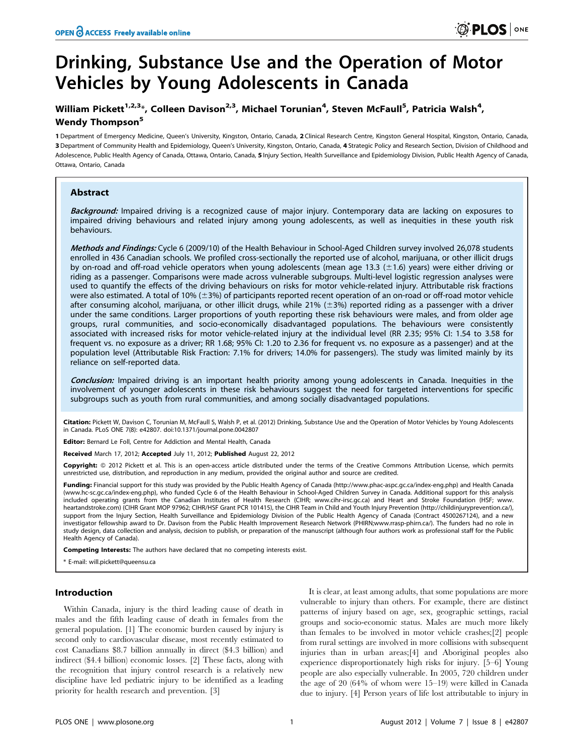# Drinking, Substance Use and the Operation of Motor Vehicles by Young Adolescents in Canada

**William Pickett[1,2,3]\*, Colleen Davison[2,3], Michael Torunian[4], Steven McFaull[5], Patricia Walsh[4], Wendy Thompson[5]**

**1** Department of Emergency Medicine, Queen's University, Kingston, Ontario, Canada, **2** Clinical Research Centre, Kingston General Hospital, Kingston, Ontario, Canada, **3** Department of Community Health and Epidemiology, Queen's University, Kingston, Ontario, Canada, **4** Strategic Policy and Research Section, Division of Childhood and Adolescence, Public Health Agency of Canada, Ottawa, Ontario, Canada, **5** Injury Section, Health Surveillance and Epidemiology Division, Public Health Agency of Canada, Ottawa, Ontario, Canada

## Abstract

***Background:*** Impaired driving is a recognized cause of major injury. Contemporary data are lacking on exposures to impaired driving behaviours and related injury among young adolescents, as well as inequities in these youth risk behaviours.

***Methods and Findings:*** Cycle 6 (2009/10) of the Health Behaviour in School-Aged Children survey involved 26,078 students enrolled in 436 Canadian schools. We profiled cross-sectionally the reported use of alcohol, marijuana, or other illicit drugs by on-road and off-road vehicle operators when young adolescents (mean age 13.3 (±1.6) years) were either driving or riding as a passenger. Comparisons were made across vulnerable subgroups. Multi-level logistic regression analyses were used to quantify the effects of the driving behaviours on risks for motor vehicle-related injury. Attributable risk fractions were also estimated. A total of 10% (±3%) of participants reported recent operation of an on-road or off-road motor vehicle after consuming alcohol, marijuana, or other illicit drugs, while 21% (±3%) reported riding as a passenger with a driver under the same conditions. Larger proportions of youth reporting these risk behaviours were males, and from older age groups, rural communities, and socio-economically disadvantaged populations. The behaviours were consistently associated with increased risks for motor vehicle-related injury at the individual level (RR 2.35; 95% CI: 1.54 to 3.58 for frequent vs. no exposure as a driver; RR 1.68; 95% CI: 1.20 to 2.36 for frequent vs. no exposure as a passenger) and at the population level (Attributable Risk Fraction: 7.1% for drivers; 14.0% for passengers). The study was limited mainly by its reliance on self-reported data.

***Conclusion:*** Impaired driving is an important health priority among young adolescents in Canada. Inequities in the involvement of younger adolescents in these risk behaviours suggest the need for targeted interventions for specific subgroups such as youth from rural communities, and among socially disadvantaged populations.

**Citation:** Pickett W, Davison C, Torunian M, McFaull S, Walsh P, et al. (2012) Drinking, Substance Use and the Operation of Motor Vehicles by Young Adolescents in Canada. PLoS ONE 7(8): e42807. doi:10.1371/journal.pone.0042807

**Editor:** Bernard Le Foll, Centre for Addiction and Mental Health, Canada

**Received** March 17, 2012; **Accepted** July 11, 2012; **Published** August 22, 2012

**Copyright:** © 2012 Pickett et al. This is an open-access article distributed under the terms of the Creative Commons Attribution License, which permits unrestricted use, distribution, and reproduction in any medium, provided the original author and source are credited.

**Funding:** Financial support for this study was provided by the Public Health Agency of Canada (http://www.phac-aspc.gc.ca/index-eng.php) and Health Canada (www.hc-sc.gc.ca/index-eng.php), who funded Cycle 6 of the Health Behaviour in School-Aged Children Survey in Canada. Additional support for this analysis included operating grants from the Canadian Institutes of Health Research (CIHR; www.cihr-irsc.gc.ca) and Heart and Stroke Foundation (HSF; www.heartandstroke.com) (CIHR Grant MOP 97962; CIHR/HSF Grant PCR 101415), the CIHR Team in Child and Youth Injury Prevention (http://childinjuryprevention.ca/), support from the Injury Section, Health Surveillance and Epidemiology Division of the Public Health Agency of Canada (Contract 4500267124), and a new investigator fellowship award to Dr. Davison from the Public Health Improvement Research Network (PHIRN;www.rrasp-phirn.ca/). The funders had no role in study design, data collection and analysis, decision to publish, or preparation of the manuscript (although four authors work as professional staff for the Public Health Agency of Canada).

**Competing Interests:** The authors have declared that no competing interests exist.

\* E-mail: will.pickett@queensu.ca

## Introduction

Within Canada, injury is the third leading cause of death in males and the fifth leading cause of death in females from the general population. [1] The economic burden caused by injury is second only to cardiovascular disease, most recently estimated to cost Canadians $8.7 billion annually in direct ($4.3 billion) and indirect ($4.4 billion) economic losses. [2] These facts, along with the recognition that injury control research is a relatively new discipline have led pediatric injury to be identified as a leading priority for health research and prevention. [3]

It is clear, at least among adults, that some populations are more vulnerable to injury than others. For example, there are distinct patterns of injury based on age, sex, geographic settings, racial groups and socio-economic status. Males are much more likely than females to be involved in motor vehicle crashes;[2] people from rural settings are involved in more collisions with subsequent injuries than in urban areas;[4] and Aboriginal peoples also experience disproportionately high risks for injury. [5–6] Young people are also especially vulnerable. In 2005, 720 children under the age of 20 (64% of whom were 15–19) were killed in Canada due to injury. [4] Person years of life lost attributable to injury in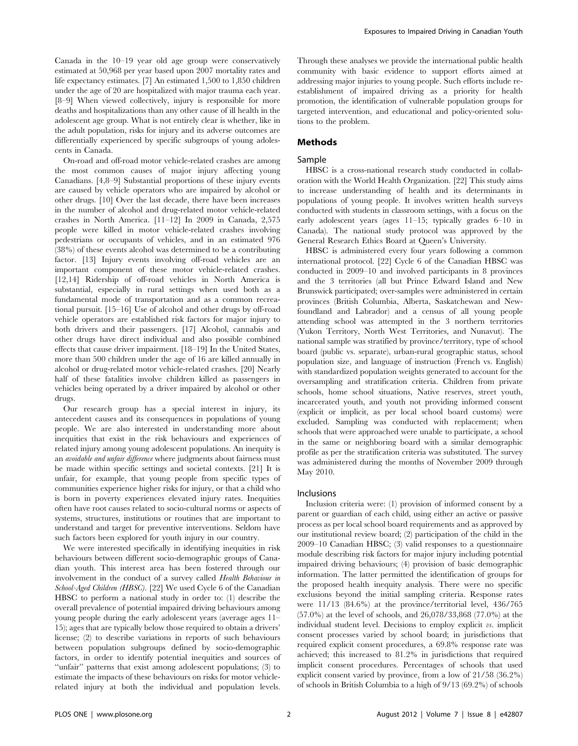Canada in the 10–19 year old age group were conservatively estimated at 50,968 per year based upon 2007 mortality rates and life expectancy estimates. [7] An estimated 1,500 to 1,850 children under the age of 20 are hospitalized with major trauma each year. [8–9] When viewed collectively, injury is responsible for more deaths and hospitalizations than any other cause of ill health in the adolescent age group. What is not entirely clear is whether, like in the adult population, risks for injury and its adverse outcomes are differentially experienced by specific subgroups of young adolescents in Canada.

On-road and off-road motor vehicle-related crashes are among the most common causes of major injury affecting young Canadians. [4,8–9] Substantial proportions of these injury events are caused by vehicle operators who are impaired by alcohol or other drugs. [10] Over the last decade, there have been increases in the number of alcohol and drug-related motor vehicle-related crashes in North America. [11–12] In 2009 in Canada, 2,575 people were killed in motor vehicle-related crashes involving pedestrians or occupants of vehicles, and in an estimated 976 (38%) of these events alcohol was determined to be a contributing factor. [13] Injury events involving off-road vehicles are an important component of these motor vehicle-related crashes. [12,14] Ridership of off-road vehicles in North America is substantial, especially in rural settings when used both as a fundamental mode of transportation and as a common recreational pursuit. [15–16] Use of alcohol and other drugs by off-road vehicle operators are established risk factors for major injury to both drivers and their passengers. [17] Alcohol, cannabis and other drugs have direct individual and also possible combined effects that cause driver impairment. [18–19] In the United States, more than 500 children under the age of 16 are killed annually in alcohol or drug-related motor vehicle-related crashes. [20] Nearly half of these fatalities involve children killed as passengers in vehicles being operated by a driver impaired by alcohol or other drugs.

Our research group has a special interest in injury, its antecedent causes and its consequences in populations of young people. We are also interested in understanding more about inequities that exist in the risk behaviours and experiences of related injury among young adolescent populations. An inequity is an *avoidable and unfair difference* where judgments about fairness must be made within specific settings and societal contexts. [21] It is unfair, for example, that young people from specific types of communities experience higher risks for injury, or that a child who is born in poverty experiences elevated injury rates. Inequities often have root causes related to socio-cultural norms or aspects of systems, structures, institutions or routines that are important to understand and target for preventive interventions. Seldom have such factors been explored for youth injury in our country.

We were interested specifically in identifying inequities in risk behaviours between different socio-demographic groups of Canadian youth. This interest area has been fostered through our involvement in the conduct of a survey called *Health Behaviour in School-Aged Children (HBSC)*. [22] We used Cycle 6 of the Canadian HBSC to perform a national study in order to: (1) describe the overall prevalence of potential impaired driving behaviours among young people during the early adolescent years (average ages 11–15); ages that are typically below those required to obtain a drivers' license; (2) to describe variations in reports of such behaviours between population subgroups defined by socio-demographic factors, in order to identify potential inequities and sources of "unfair" patterns that exist among adolescent populations; (3) to estimate the impacts of these behaviours on risks for motor vehicle-related injury at both the individual and population levels. Through these analyses we provide the international public health community with basic evidence to support efforts aimed at addressing major injuries to young people. Such efforts include re-establishment of impaired driving as a priority for health promotion, the identification of vulnerable population groups for targeted intervention, and educational and policy-oriented solutions to the problem.

## Methods

### Sample

HBSC is a cross-national research study conducted in collaboration with the World Health Organization. [22] This study aims to increase understanding of health and its determinants in populations of young people. It involves written health surveys conducted with students in classroom settings, with a focus on the early adolescent years (ages 11–15; typically grades 6–10 in Canada). The national study protocol was approved by the General Research Ethics Board at Queen's University.

HBSC is administered every four years following a common international protocol. [22] Cycle 6 of the Canadian HBSC was conducted in 2009–10 and involved participants in 8 provinces and the 3 territories (all but Prince Edward Island and New Brunswick participated; over-samples were administered in certain provinces (British Columbia, Alberta, Saskatchewan and Newfoundland and Labrador) and a census of all young people attending school was attempted in the 3 northern territories (Yukon Territory, North West Territories, and Nunavut). The national sample was stratified by province/territory, type of school board (public vs. separate), urban-rural geographic status, school population size, and language of instruction (French vs. English) with standardized population weights generated to account for the oversampling and stratification criteria. Children from private schools, home school situations, Native reserves, street youth, incarcerated youth, and youth not providing informed consent (explicit or implicit, as per local school board customs) were excluded. Sampling was conducted with replacement; when schools that were approached were unable to participate, a school in the same or neighboring board with a similar demographic profile as per the stratification criteria was substituted. The survey was administered during the months of November 2009 through May 2010.

### Inclusions

Inclusion criteria were: (1) provision of informed consent by a parent or guardian of each child, using either an active or passive process as per local school board requirements and as approved by our institutional review board; (2) participation of the child in the 2009–10 Canadian HBSC; (3) valid responses to a questionnaire module describing risk factors for major injury including potential impaired driving behaviours; (4) provision of basic demographic information. The latter permitted the identification of groups for the proposed health inequity analysis. There were no specific exclusions beyond the initial sampling criteria. Response rates were 11/13 (84.6%) at the province/territorial level, 436/765 (57.0%) at the level of schools, and 26,078/33,868 (77.0%) at the individual student level. Decisions to employ explicit *vs.* implicit consent processes varied by school board; in jurisdictions that required explicit consent procedures, a 69.8% response rate was achieved; this increased to 81.2% in jurisdictions that required implicit consent procedures. Percentages of schools that used explicit consent varied by province, from a low of 21/58 (36.2%) of schools in British Columbia to a high of 9/13 (69.2%) of schools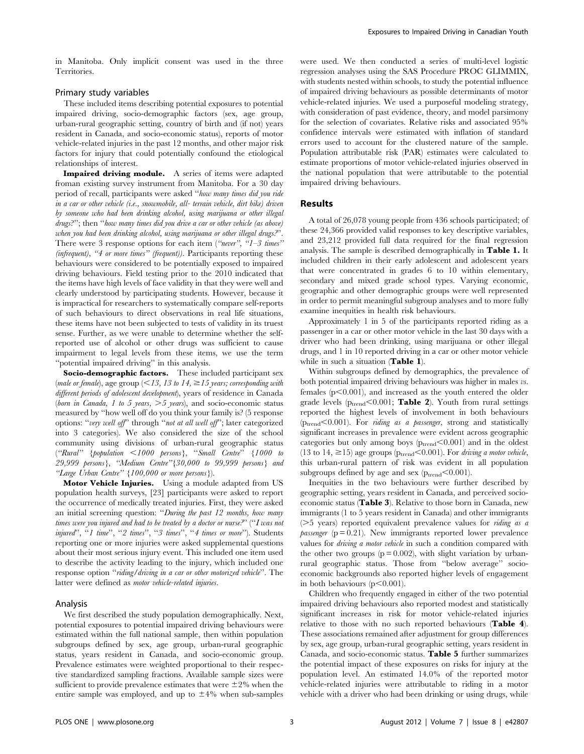in Manitoba. Only implicit consent was used in the three Territories.

### Primary study variables

These included items describing potential exposures to potential impaired driving, socio-demographic factors (sex, age group, urban-rural geographic setting, country of birth and (if not) years resident in Canada, and socio-economic status), reports of motor vehicle-related injuries in the past 12 months, and other major risk factors for injury that could potentially confound the etiological relationships of interest.

**Impaired driving module.** A series of items were adapted froman existing survey instrument from Manitoba. For a 30 day period of recall, participants were asked "*how many times did you ride in a car or other vehicle (i.e., snowmobile, all- terrain vehicle, dirt bike) driven by someone who had been drinking alcohol, using marijuana or other illegal drugs?*"; then "*how many times did you drive a car or other vehicle (as above) when you had been drinking alcohol, using marijuana or other illegal drugs?*". There were 3 response options for each item (*"never", "1–3 times" (infrequent), "4 or more times" (frequent))*. Participants reporting these behaviours were considered to be potentially exposed to impaired driving behaviours. Field testing prior to the 2010 indicated that the items have high levels of face validity in that they were well and clearly understood by participating students. However, because it is impractical for researchers to systematically compare self-reports of such behaviours to direct observations in real life situations, these items have not been subjected to tests of validity in its truest sense. Further, as we were unable to determine whether the self-reported use of alcohol or other drugs was sufficient to cause impairment to legal levels from these items, we use the term "potential impaired driving" in this analysis.

**Socio-demographic factors.** These included participant sex (*male or female*), age group (*<13, 13 to 14, ≥15 years; corresponding with different periods of adolescent development*), years of residence in Canada (*born in Canada, 1 to 5 years, >5 years*), and socio-economic status measured by "how well off do you think your family is? (5 response options: "*very well off*" through "*not at all well off*"; later categorized into 3 categories). We also considered the size of the school community using divisions of urban-rural geographic status (*"Rural" {population <1000 persons}, "Small Centre" {1000 to 29,999 persons}, "Medium Centre"{30,000 to 99,999 persons} and "Large Urban Centre" {100,000 or more persons}*).

**Motor Vehicle Injuries.** Using a module adapted from US population health surveys, [23] participants were asked to report the occurrence of medically treated injuries. First, they were asked an initial screening question: "*During the past 12 months, how many times were you injured and had to be treated by a doctor or nurse?*" ("*I was not injured*", "*1 time*", "*2 times*", "*3 times*", "*4 times or more*"). Students reporting one or more injuries were asked supplemental questions about their most serious injury event. This included one item used to describe the activity leading to the injury, which included one response option "*riding/driving in a car or other motorized vehicle*". The latter were defined as *motor vehicle-related injuries*.

### Analysis

We first described the study population demographically. Next, potential exposures to potential impaired driving behaviours were estimated within the full national sample, then within population subgroups defined by sex, age group, urban-rural geographic status, years resident in Canada, and socio-economic group. Prevalence estimates were weighted proportional to their respective standardized sampling fractions. Available sample sizes were sufficient to provide prevalence estimates that were ±2% when the entire sample was employed, and up to ±4% when sub-samples were used. We then conducted a series of multi-level logistic regression analyses using the SAS Procedure PROC GLIMMIX, with students nested within schools, to study the potential influence of impaired driving behaviours as possible determinants of motor vehicle-related injuries. We used a purposeful modeling strategy, with consideration of past evidence, theory, and model parsimony for the selection of covariates. Relative risks and associated 95% confidence intervals were estimated with inflation of standard errors used to account for the clustered nature of the sample. Population attributable risk (PAR) estimates were calculated to estimate proportions of motor vehicle-related injuries observed in the national population that were attributable to the potential impaired driving behaviours.

## Results

A total of 26,078 young people from 436 schools participated; of these 24,366 provided valid responses to key descriptive variables, and 23,212 provided full data required for the final regression analysis. The sample is described demographically in **Table 1.** It included children in their early adolescent and adolescent years that were concentrated in grades 6 to 10 within elementary, secondary and mixed grade school types. Varying economic, geographic and other demographic groups were well represented in order to permit meaningful subgroup analyses and to more fully examine inequities in health risk behaviours.

Approximately 1 in 5 of the participants reported riding as a passenger in a car or other motor vehicle in the last 30 days with a driver who had been drinking, using marijuana or other illegal drugs, and 1 in 10 reported driving in a car or other motor vehicle while in such a situation (**Table 1**).

Within subgroups defined by demographics, the prevalence of both potential impaired driving behaviours was higher in males *vs.* females ($p<0.001$), and increased as the youth entered the older grade levels ($p_{trend}<0.001$; **Table 2**). Youth from rural settings reported the highest levels of involvement in both behaviours ($p_{trend}<0.001$). For *riding as a passenger*, strong and statistically significant increases in prevalence were evident across geographic categories but only among boys ($p_{trend}<0.001$) and in the oldest (13 to 14, ≥15) age groups ($p_{trend}<0.001$). For *driving a motor vehicle*, this urban-rural pattern of risk was evident in all population subgroups defined by age and sex ($p_{trend}<0.001$).

Inequities in the two behaviours were further described by geographic setting, years resident in Canada, and perceived socio-economic status (**Table 3**). Relative to those born in Canada, new immigrants (1 to 5 years resident in Canada) and other immigrants (>5 years) reported equivalent prevalence values for *riding as a passenger* ($p=0.21$). New immigrants reported lower prevalence values for *driving a motor vehicle* in such a condition compared with the other two groups ($p=0.002$), with slight variation by urban-rural geographic status. Those from "below average" socio-economic backgrounds also reported higher levels of engagement in both behaviours ($p<0.001$).

Children who frequently engaged in either of the two potential impaired driving behaviours also reported modest and statistically significant increases in risk for motor vehicle-related injuries relative to those with no such reported behaviours (**Table 4**). These associations remained after adjustment for group differences by sex, age group, urban-rural geographic setting, years resident in Canada, and socio-economic status. **Table 5** further summarizes the potential impact of these exposures on risks for injury at the population level. An estimated 14.0% of the reported motor vehicle-related injuries were attributable to riding in a motor vehicle with a driver who had been drinking or using drugs, while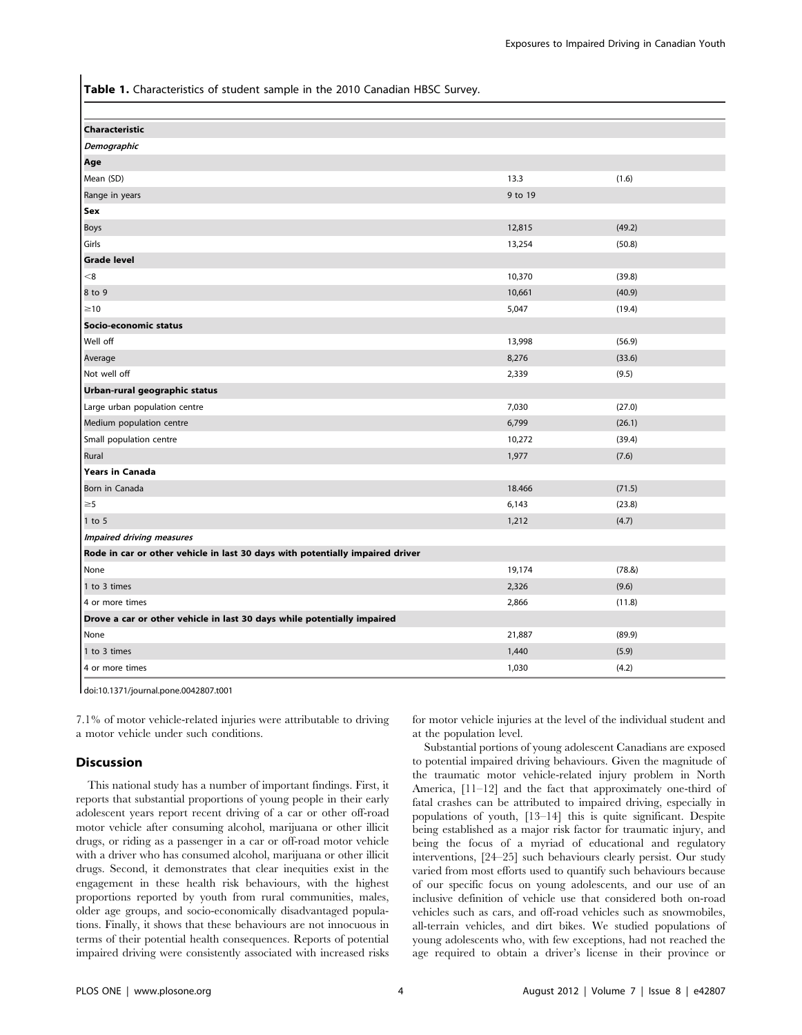**Table 1.** Characteristics of student sample in the 2010 Canadian HBSC Survey.

| Characteristic | | |
|---|---|---|
| ***Demographic*** | | |
| **Age** | | |
| Mean (SD) | 13.3 | (1.6) |
| Range in years | 9 to 19 | |
| **Sex** | | |
| Boys | 12,815 | (49.2) |
| Girls | 13,254 | (50.8) |
| **Grade level** | | |
| <8 | 10,370 | (39.8) |
| 8 to 9 | 10,661 | (40.9) |
| ≥10 | 5,047 | (19.4) |
| **Socio-economic status** | | |
| Well off | 13,998 | (56.9) |
| Average | 8,276 | (33.6) |
| Not well off | 2,339 | (9.5) |
| **Urban-rural geographic status** | | |
| Large urban population centre | 7,030 | (27.0) |
| Medium population centre | 6,799 | (26.1) |
| Small population centre | 10,272 | (39.4) |
| Rural | 1,977 | (7.6) |
| **Years in Canada** | | |
| Born in Canada | 18.466 | (71.5) |
| ≥5 | 6,143 | (23.8) |
| 1 to 5 | 1,212 | (4.7) |
| ***Impaired driving measures*** | | |
| **Rode in car or other vehicle in last 30 days with potentially impaired driver** | | |
| None | 19,174 | (78.&) |
| 1 to 3 times | 2,326 | (9.6) |
| 4 or more times | 2,866 | (11.8) |
| **Drove a car or other vehicle in last 30 days while potentially impaired** | | |
| None | 21,887 | (89.9) |
| 1 to 3 times | 1,440 | (5.9) |
| 4 or more times | 1,030 | (4.2) |

doi:10.1371/journal.pone.0042807.t001

7.1% of motor vehicle-related injuries were attributable to driving a motor vehicle under such conditions.

## Discussion

This national study has a number of important findings. First, it reports that substantial proportions of young people in their early adolescent years report recent driving of a car or other off-road motor vehicle after consuming alcohol, marijuana or other illicit drugs, or riding as a passenger in a car or off-road motor vehicle with a driver who has consumed alcohol, marijuana or other illicit drugs. Second, it demonstrates that clear inequities exist in the engagement in these health risk behaviours, with the highest proportions reported by youth from rural communities, males, older age groups, and socio-economically disadvantaged populations. Finally, it shows that these behaviours are not innocuous in terms of their potential health consequences. Reports of potential impaired driving were consistently associated with increased risks for motor vehicle injuries at the level of the individual student and at the population level.

Substantial portions of young adolescent Canadians are exposed to potential impaired driving behaviours. Given the magnitude of the traumatic motor vehicle-related injury problem in North America, [11–12] and the fact that approximately one-third of fatal crashes can be attributed to impaired driving, especially in populations of youth, [13–14] this is quite significant. Despite being established as a major risk factor for traumatic injury, and being the focus of a myriad of educational and regulatory interventions, [24–25] such behaviours clearly persist. Our study varied from most efforts used to quantify such behaviours because of our specific focus on young adolescents, and our use of an inclusive definition of vehicle use that considered both on-road vehicles such as cars, and off-road vehicles such as snowmobiles, all-terrain vehicles, and dirt bikes. We studied populations of young adolescents who, with few exceptions, had not reached the age required to obtain a driver's license in their province or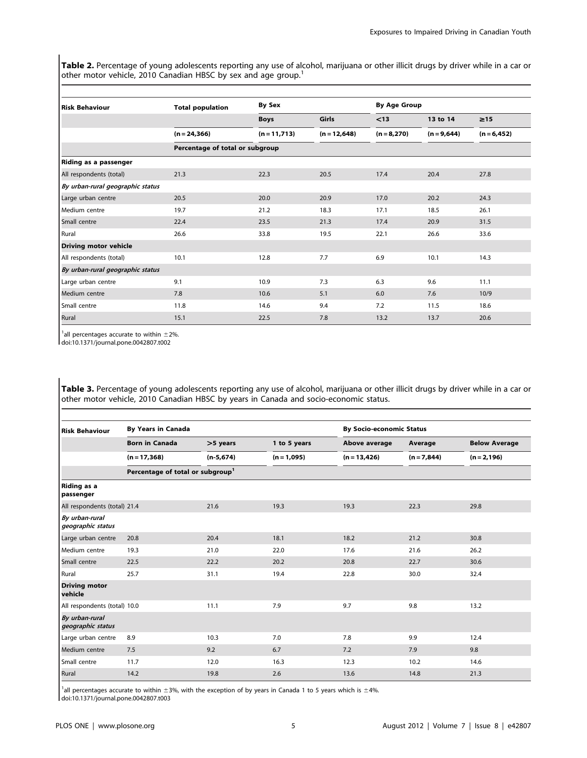**Table 2.** Percentage of young adolescents reporting any use of alcohol, marijuana or other illicit drugs by driver while in a car or other motor vehicle, 2010 Canadian HBSC by sex and age group.[1]

| Risk Behaviour | Total population | By Sex | | By Age Group | | |
|---|---|---|---|---|---|---|
| | | Boys | Girls | <13 | 13 to 14 | ≥15 |
| | (n = 24,366) | (n = 11,713) | (n = 12,648) | (n = 8,270) | (n = 9,644) | (n = 6,452) |
| | Percentage of total or subgroup | | | | | |
| **Riding as a passenger** | | | | | | |
| All respondents (total) | 21.3 | 22.3 | 20.5 | 17.4 | 20.4 | 27.8 |
| ***By urban-rural geographic status*** | | | | | | |
| Large urban centre | 20.5 | 20.0 | 20.9 | 17.0 | 20.2 | 24.3 |
| Medium centre | 19.7 | 21.2 | 18.3 | 17.1 | 18.5 | 26.1 |
| Small centre | 22.4 | 23.5 | 21.3 | 17.4 | 20.9 | 31.5 |
| Rural | 26.6 | 33.8 | 19.5 | 22.1 | 26.6 | 33.6 |
| **Driving motor vehicle** | | | | | | |
| All respondents (total) | 10.1 | 12.8 | 7.7 | 6.9 | 10.1 | 14.3 |
| ***By urban-rural geographic status*** | | | | | | |
| Large urban centre | 9.1 | 10.9 | 7.3 | 6.3 | 9.6 | 11.1 |
| Medium centre | 7.8 | 10.6 | 5.1 | 6.0 | 7.6 | 10/9 |
| Small centre | 11.8 | 14.6 | 9.4 | 7.2 | 11.5 | 18.6 |
| Rural | 15.1 | 22.5 | 7.8 | 13.2 | 13.7 | 20.6 |

[1]all percentages accurate to within ±2%.
doi:10.1371/journal.pone.0042807.t002

**Table 3.** Percentage of young adolescents reporting any use of alcohol, marijuana or other illicit drugs by driver while in a car or other motor vehicle, 2010 Canadian HBSC by years in Canada and socio-economic status.

| Risk Behaviour | By Years in Canada | | | By Socio-economic Status | | |
|---|---|---|---|---|---|---|
| | Born in Canada | >5 years | 1 to 5 years | Above average | Average | Below Average |
| | (n = 17,368) | (n-5,674) | (n = 1,095) | (n = 13,426) | (n = 7,844) | (n = 2,196) |
| | Percentage of total or subgroup[1] | | | | | |
| **Riding as a passenger** | | | | | | |
| All respondents (total) | 21.4 | 21.6 | 19.3 | 19.3 | 22.3 | 29.8 |
| ***By urban-rural geographic status*** | | | | | | |
| Large urban centre | 20.8 | 20.4 | 18.1 | 18.2 | 21.2 | 30.8 |
| Medium centre | 19.3 | 21.0 | 22.0 | 17.6 | 21.6 | 26.2 |
| Small centre | 22.5 | 22.2 | 20.2 | 20.8 | 22.7 | 30.6 |
| Rural | 25.7 | 31.1 | 19.4 | 22.8 | 30.0 | 32.4 |
| **Driving motor vehicle** | | | | | | |
| All respondents (total) | 10.0 | 11.1 | 7.9 | 9.7 | 9.8 | 13.2 |
| ***By urban-rural geographic status*** | | | | | | |
| Large urban centre | 8.9 | 10.3 | 7.0 | 7.8 | 9.9 | 12.4 |
| Medium centre | 7.5 | 9.2 | 6.7 | 7.2 | 7.9 | 9.8 |
| Small centre | 11.7 | 12.0 | 16.3 | 12.3 | 10.2 | 14.6 |
| Rural | 14.2 | 19.8 | 2.6 | 13.6 | 14.8 | 21.3 |

[1]all percentages accurate to within ±3%, with the exception of by years in Canada 1 to 5 years which is ±4%.
doi:10.1371/journal.pone.0042807.t003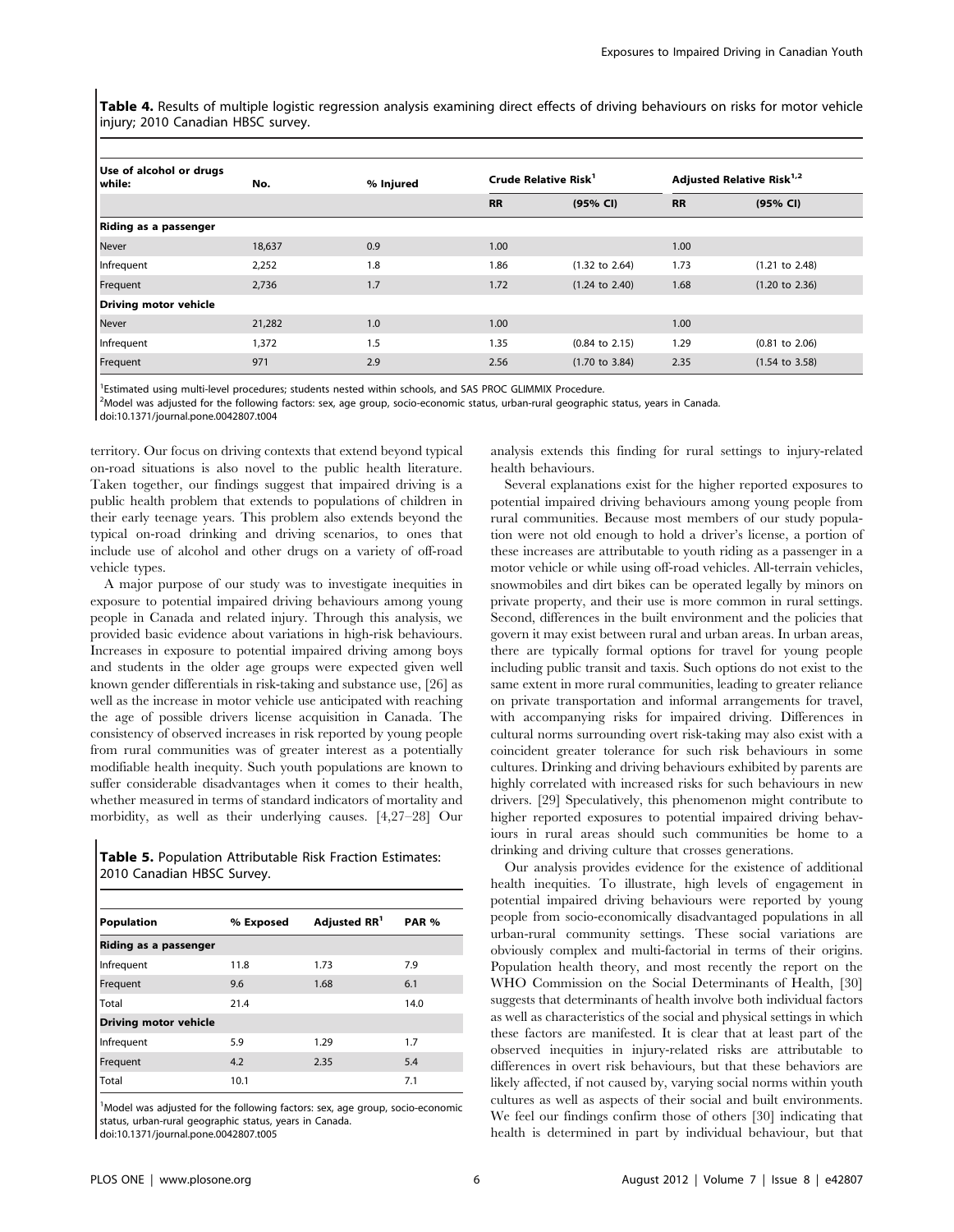**Table 4.** Results of multiple logistic regression analysis examining direct effects of driving behaviours on risks for motor vehicle injury; 2010 Canadian HBSC survey.

| Use of alcohol or drugs while: | No. | % Injured | Crude Relative Risk[1] | | Adjusted Relative Risk[1,2] | |
|---|---|---|---|---|---|---|
| | | | RR | (95% CI) | RR | (95% CI) |
| **Riding as a passenger** | | | | | | |
| Never | 18,637 | 0.9 | 1.00 | | 1.00 | |
| Infrequent | 2,252 | 1.8 | 1.86 | (1.32 to 2.64) | 1.73 | (1.21 to 2.48) |
| Frequent | 2,736 | 1.7 | 1.72 | (1.24 to 2.40) | 1.68 | (1.20 to 2.36) |
| **Driving motor vehicle** | | | | | | |
| Never | 21,282 | 1.0 | 1.00 | | 1.00 | |
| Infrequent | 1,372 | 1.5 | 1.35 | (0.84 to 2.15) | 1.29 | (0.81 to 2.06) |
| Frequent | 971 | 2.9 | 2.56 | (1.70 to 3.84) | 2.35 | (1.54 to 3.58) |

[1]Estimated using multi-level procedures; students nested within schools, and SAS PROC GLIMMIX Procedure.
[2]Model was adjusted for the following factors: sex, age group, socio-economic status, urban-rural geographic status, years in Canada.
doi:10.1371/journal.pone.0042807.t004

territory. Our focus on driving contexts that extend beyond typical on-road situations is also novel to the public health literature. Taken together, our findings suggest that impaired driving is a public health problem that extends to populations of children in their early teenage years. This problem also extends beyond the typical on-road drinking and driving scenarios, to ones that include use of alcohol and other drugs on a variety of off-road vehicle types.

A major purpose of our study was to investigate inequities in exposure to potential impaired driving behaviours among young people in Canada and related injury. Through this analysis, we provided basic evidence about variations in high-risk behaviours. Increases in exposure to potential impaired driving among boys and students in the older age groups were expected given well known gender differentials in risk-taking and substance use, [26] as well as the increase in motor vehicle use anticipated with reaching the age of possible drivers license acquisition in Canada. The consistency of observed increases in risk reported by young people from rural communities was of greater interest as a potentially modifiable health inequity. Such youth populations are known to suffer considerable disadvantages when it comes to their health, whether measured in terms of standard indicators of mortality and morbidity, as well as their underlying causes. [4,27–28] Our

**Table 5.** Population Attributable Risk Fraction Estimates: 2010 Canadian HBSC Survey.

| Population | % Exposed | Adjusted RR[1] | PAR % |
|---|---|---|---|
| **Riding as a passenger** | | | |
| Infrequent | 11.8 | 1.73 | 7.9 |
| Frequent | 9.6 | 1.68 | 6.1 |
| Total | 21.4 | | 14.0 |
| **Driving motor vehicle** | | | |
| Infrequent | 5.9 | 1.29 | 1.7 |
| Frequent | 4.2 | 2.35 | 5.4 |
| Total | 10.1 | | 7.1 |

[1]Model was adjusted for the following factors: sex, age group, socio-economic status, urban-rural geographic status, years in Canada.
doi:10.1371/journal.pone.0042807.t005

analysis extends this finding for rural settings to injury-related health behaviours.

Several explanations exist for the higher reported exposures to potential impaired driving behaviours among young people from rural communities. Because most members of our study population were not old enough to hold a driver's license, a portion of these increases are attributable to youth riding as a passenger in a motor vehicle or while using off-road vehicles. All-terrain vehicles, snowmobiles and dirt bikes can be operated legally by minors on private property, and their use is more common in rural settings. Second, differences in the built environment and the policies that govern it may exist between rural and urban areas. In urban areas, there are typically formal options for travel for young people including public transit and taxis. Such options do not exist to the same extent in more rural communities, leading to greater reliance on private transportation and informal arrangements for travel, with accompanying risks for impaired driving. Differences in cultural norms surrounding overt risk-taking may also exist with a coincident greater tolerance for such risk behaviours in some cultures. Drinking and driving behaviours exhibited by parents are highly correlated with increased risks for such behaviours in new drivers. [29] Speculatively, this phenomenon might contribute to higher reported exposures to potential impaired driving behaviours in rural areas should such communities be home to a drinking and driving culture that crosses generations.

Our analysis provides evidence for the existence of additional health inequities. To illustrate, high levels of engagement in potential impaired driving behaviours were reported by young people from socio-economically disadvantaged populations in all urban-rural community settings. These social variations are obviously complex and multi-factorial in terms of their origins. Population health theory, and most recently the report on the WHO Commission on the Social Determinants of Health, [30] suggests that determinants of health involve both individual factors as well as characteristics of the social and physical settings in which these factors are manifested. It is clear that at least part of the observed inequities in injury-related risks are attributable to differences in overt risk behaviours, but that these behaviors are likely affected, if not caused by, varying social norms within youth cultures as well as aspects of their social and built environments. We feel our findings confirm those of others [30] indicating that health is determined in part by individual behaviour, but that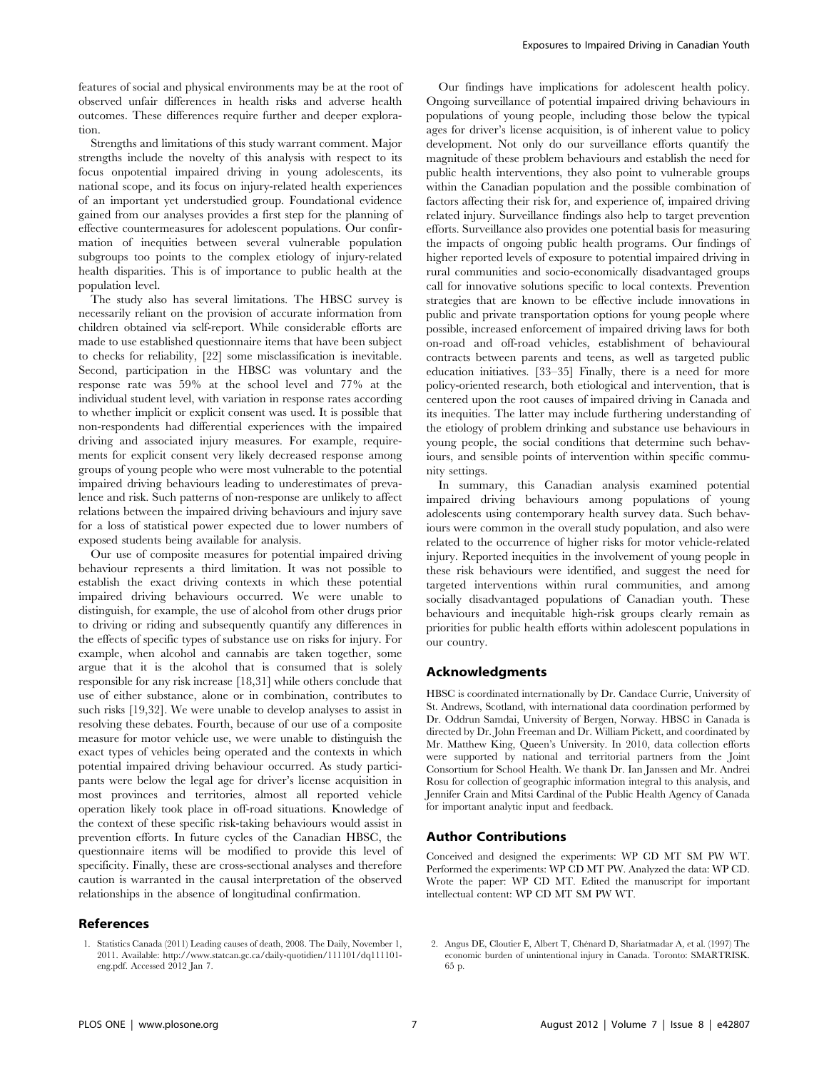features of social and physical environments may be at the root of observed unfair differences in health risks and adverse health outcomes. These differences require further and deeper exploration.

Strengths and limitations of this study warrant comment. Major strengths include the novelty of this analysis with respect to its focus onpotential impaired driving in young adolescents, its national scope, and its focus on injury-related health experiences of an important yet understudied group. Foundational evidence gained from our analyses provides a first step for the planning of effective countermeasures for adolescent populations. Our confirmation of inequities between several vulnerable population subgroups too points to the complex etiology of injury-related health disparities. This is of importance to public health at the population level.

The study also has several limitations. The HBSC survey is necessarily reliant on the provision of accurate information from children obtained via self-report. While considerable efforts are made to use established questionnaire items that have been subject to checks for reliability, [22] some misclassification is inevitable. Second, participation in the HBSC was voluntary and the response rate was 59% at the school level and 77% at the individual student level, with variation in response rates according to whether implicit or explicit consent was used. It is possible that non-respondents had differential experiences with the impaired driving and associated injury measures. For example, requirements for explicit consent very likely decreased response among groups of young people who were most vulnerable to the potential impaired driving behaviours leading to underestimates of prevalence and risk. Such patterns of non-response are unlikely to affect relations between the impaired driving behaviours and injury save for a loss of statistical power expected due to lower numbers of exposed students being available for analysis.

Our use of composite measures for potential impaired driving behaviour represents a third limitation. It was not possible to establish the exact driving contexts in which these potential impaired driving behaviours occurred. We were unable to distinguish, for example, the use of alcohol from other drugs prior to driving or riding and subsequently quantify any differences in the effects of specific types of substance use on risks for injury. For example, when alcohol and cannabis are taken together, some argue that it is the alcohol that is consumed that is solely responsible for any risk increase [18,31] while others conclude that use of either substance, alone or in combination, contributes to such risks [19,32]. We were unable to develop analyses to assist in resolving these debates. Fourth, because of our use of a composite measure for motor vehicle use, we were unable to distinguish the exact types of vehicles being operated and the contexts in which potential impaired driving behaviour occurred. As study participants were below the legal age for driver's license acquisition in most provinces and territories, almost all reported vehicle operation likely took place in off-road situations. Knowledge of the context of these specific risk-taking behaviours would assist in prevention efforts. In future cycles of the Canadian HBSC, the questionnaire items will be modified to provide this level of specificity. Finally, these are cross-sectional analyses and therefore caution is warranted in the causal interpretation of the observed relationships in the absence of longitudinal confirmation.

Our findings have implications for adolescent health policy. Ongoing surveillance of potential impaired driving behaviours in populations of young people, including those below the typical ages for driver's license acquisition, is of inherent value to policy development. Not only do our surveillance efforts quantify the magnitude of these problem behaviours and establish the need for public health interventions, they also point to vulnerable groups within the Canadian population and the possible combination of factors affecting their risk for, and experience of, impaired driving related injury. Surveillance findings also help to target prevention efforts. Surveillance also provides one potential basis for measuring the impacts of ongoing public health programs. Our findings of higher reported levels of exposure to potential impaired driving in rural communities and socio-economically disadvantaged groups call for innovative solutions specific to local contexts. Prevention strategies that are known to be effective include innovations in public and private transportation options for young people where possible, increased enforcement of impaired driving laws for both on-road and off-road vehicles, establishment of behavioural contracts between parents and teens, as well as targeted public education initiatives. [33–35] Finally, there is a need for more policy-oriented research, both etiological and intervention, that is centered upon the root causes of impaired driving in Canada and its inequities. The latter may include furthering understanding of the etiology of problem drinking and substance use behaviours in young people, the social conditions that determine such behaviours, and sensible points of intervention within specific community settings.

In summary, this Canadian analysis examined potential impaired driving behaviours among populations of young adolescents using contemporary health survey data. Such behaviours were common in the overall study population, and also were related to the occurrence of higher risks for motor vehicle-related injury. Reported inequities in the involvement of young people in these risk behaviours were identified, and suggest the need for targeted interventions within rural communities, and among socially disadvantaged populations of Canadian youth. These behaviours and inequitable high-risk groups clearly remain as priorities for public health efforts within adolescent populations in our country.

## Acknowledgments

HBSC is coordinated internationally by Dr. Candace Currie, University of St. Andrews, Scotland, with international data coordination performed by Dr. Oddrun Samdai, University of Bergen, Norway. HBSC in Canada is directed by Dr. John Freeman and Dr. William Pickett, and coordinated by Mr. Matthew King, Queen's University. In 2010, data collection efforts were supported by national and territorial partners from the Joint Consortium for School Health. We thank Dr. Ian Janssen and Mr. Andrei Rosu for collection of geographic information integral to this analysis, and Jennifer Crain and Mitsi Cardinal of the Public Health Agency of Canada for important analytic input and feedback.

## Author Contributions

Conceived and designed the experiments: WP CD MT SM PW WT. Performed the experiments: WP CD MT PW. Analyzed the data: WP CD. Wrote the paper: WP CD MT. Edited the manuscript for important intellectual content: WP CD MT SM PW WT.

## References

1. Statistics Canada (2011) Leading causes of death, 2008. The Daily, November 1, 2011. Available: http://www.statcan.gc.ca/daily-quotidien/111101/dq111101-eng.pdf. Accessed 2012 Jan 7.
2. Angus DE, Cloutier E, Albert T, Chénard D, Shariatmadar A, et al. (1997) The economic burden of unintentional injury in Canada. Toronto: SMARTRISK. 65 p.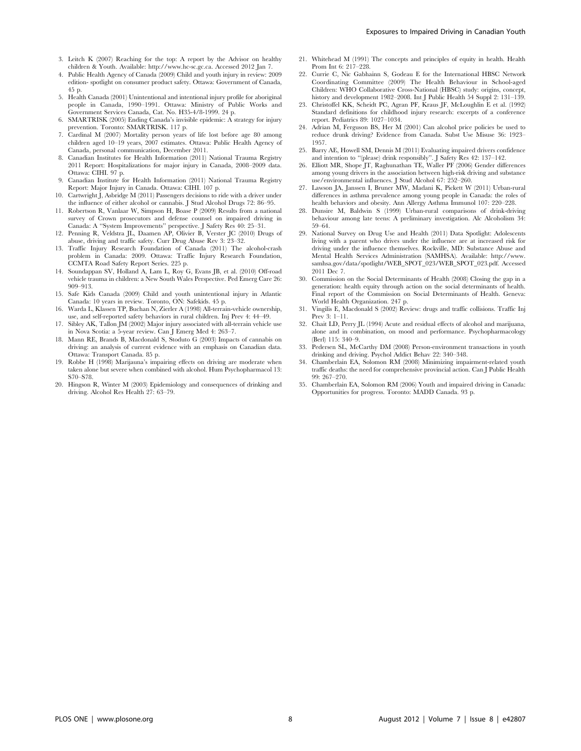3. Leitch K (2007) Reaching for the top: A report by the Advisor on healthy children & Youth. Available: http://www.hc-sc.gc.ca. Accessed 2012 Jan 7.
4. Public Health Agency of Canada (2009) Child and youth injury in review: 2009 edition- spotlight on consumer product safety. Ottawa: Government of Canada, 45 p.
5. Health Canada (2001) Unintentional and intentional injury profile for aboriginal people in Canada, 1990–1991. Ottawa: Ministry of Public Works and Government Services Canada, Cat. No. H35-4/8-1999. 24 p.
6. SMARTRISK (2005) Ending Canada's invisible epidemic: A strategy for injury prevention. Toronto: SMARTRISK. 117 p.
7. Cardinal M (2007) Mortality person years of life lost before age 80 among children aged 10–19 years, 2007 estimates. Ottawa: Public Health Agency of Canada, personal communication, December 2011.
8. Canadian Institutes for Health Information (2011) National Trauma Registry 2011 Report: Hospitalizations for major injury in Canada, 2008–2009 data. Ottawa: CIHI. 97 p.
9. Canadian Institute for Health Information (2011) National Trauma Registry Report: Major Injury in Canada. Ottawa: CIHI. 107 p.
10. Cartwright J, Asbridge M (2011) Passengers decisions to ride with a driver under the influence of either alcohol or cannabis. J Stud Alcohol Drugs 72: 86–95.
11. Robertson R, Vanlaar W, Simpson H, Boase P (2009) Results from a national survey of Crown prosecutors and defense counsel on impaired driving in Canada: A "System Improvements" perspective. J Safety Res 40: 25–31.
12. Penning R, Veldstra JL, Daamen AP, Olivier B, Verster JC (2010) Drugs of abuse, driving and traffic safety. Curr Drug Abuse Rev 3: 23–32.
13. Traffic Injury Research Foundation of Canada (2011) The alcohol-crash problem in Canada: 2009. Ottawa: Traffic Injury Research Foundation, CCMTA Road Safety Report Series. 225 p.
14. Soundappan SV, Holland A, Lam L, Roy G, Evans JB, et al. (2010) Off-road vehicle trauma in children: a New South Wales Perspective. Ped Emerg Care 26: 909–913.
15. Safe Kids Canada (2009) Child and youth unintentional injury in Atlantic Canada: 10 years in review. Toronto, ON: Safekids. 45 p.
16. Warda L, Klassen TP, Buchan N, Zierler A (1998) All-terrain-vehicle ownership, use, and self-reported safety behaviors in rural children. Inj Prev 4: 44–49.
17. Sibley AK, Tallon JM (2002) Major injury associated with all-terrain vehicle use in Nova Scotia: a 5-year review. Can J Emerg Med 4: 263–7.
18. Mann RE, Brands B, Macdonald S, Stoduto G (2003) Impacts of cannabis on driving: an analysis of current evidence with an emphasis on Canadian data. Ottawa: Transport Canada. 85 p.
19. Robbe H (1998) Marijauna's impairing effects on driving are moderate when taken alone but severe when combined with alcohol. Hum Psychopharmacol 13: S70–S78.
20. Hingson R, Winter M (2003) Epidemiology and consequences of drinking and driving. Alcohol Res Health 27: 63–79.
21. Whitehead M (1991) The concepts and principles of equity in health. Health Prom Int 6: 217–228.
22. Currie C, Nic Gabhainn S, Godeau E for the International HBSC Network Coordinating Committee (2009) The Health Behaviour in School-aged Children: WHO Collaborative Cross-National (HBSC) study: origins, concept, history and development 1982–2008. Int J Public Health 54 Suppl 2: 131–139.
23. Christoffel KK, Scheidt PC, Agran PF, Kraus JF, McLoughlin E et al. (1992) Standard definitions for childhood injury research: excerpts of a conference report. Pediatrics 89: 1027–1034.
24. Adrian M, Ferguson BS, Her M (2001) Can alcohol price policies be used to reduce drunk driving? Evidence from Canada. Subst Use Misuse 36: 1923–1957.
25. Barry AE, Howell SM, Dennis M (2011) Evaluating impaired drivers confidence and intention to "(please) drink responsibly". J Safety Res 42: 137–142.
26. Elliott MR, Shope JT, Raghunathan TE, Waller PF (2006) Gender differences among young drivers in the association between high-risk driving and substance use/environmental influences. J Stud Alcohol 67: 252–260.
27. Lawson JA, Janssen I, Bruner MW, Madani K, Pickett W (2011) Urban-rural differences in asthma prevalence among young people in Canada: the roles of health behaviors and obesity. Ann Allergy Asthma Immunol 107: 220–228.
28. Dunsire M, Baldwin S (1999) Urban-rural comparisons of drink-driving behaviour among late teens: A preliminary investigation. Alc Alcoholism 34: 59–64.
29. National Survey on Drug Use and Health (2011) Data Spotlight: Adolescents living with a parent who drives under the influence are at increased risk for driving under the influence themselves. Rockville, MD: Substance Abuse and Mental Health Services Administration (SAMHSA). Available: http://www.samhsa.gov/data/spotlight/WEB_SPOT_023/WEB_SPOT_023.pdf. Accessed 2011 Dec 7.
30. Commission on the Social Determinants of Health (2008) Closing the gap in a generation: health equity through action on the social determinants of health. Final report of the Commission on Social Determinants of Health. Geneva: World Health Organization. 247 p.
31. Vingilis E, Macdonald S (2002) Review: drugs and traffic collisions. Traffic Inj Prev 3: 1–11.
32. Chait LD, Perry JL (1994) Acute and residual effects of alcohol and marijuana, alone and in combination, on mood and performance. Psychopharmacology (Berl) 115: 340–9.
33. Pedersen SL, McCarthy DM (2008) Person-environment transactions in youth drinking and driving. Psychol Addict Behav 22: 340–348.
34. Chamberlain EA, Solomon RM (2008) Minimizing impairment-related youth traffic deaths: the need for comprehensive provincial action. Can J Public Health 99: 267–270.
35. Chamberlain EA, Solomon RM (2006) Youth and impaired driving in Canada: Opportunities for progress. Toronto: MADD Canada. 93 p.